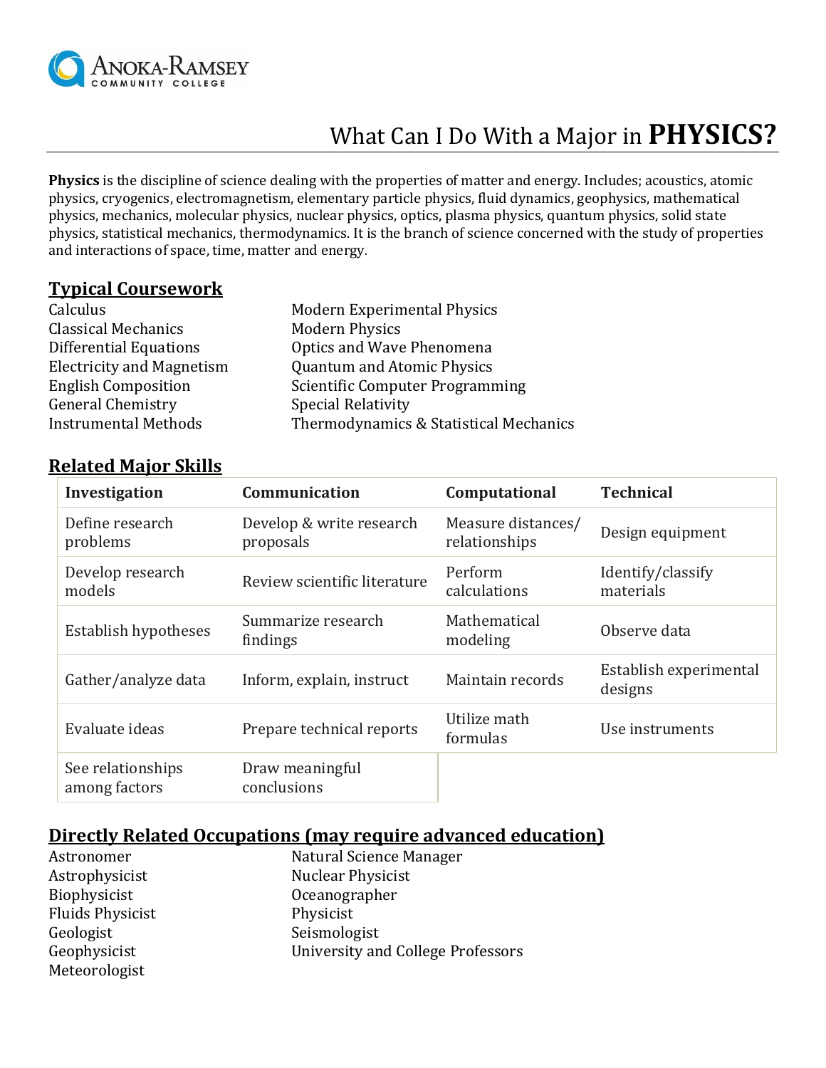Anoka-Ramsey Community College

# What Can I Do With a Major in **PHYSICS?**

**Physics** is the discipline of science dealing with the properties of matter and energy. Includes; acoustics, atomic physics, cryogenics, electromagnetism, elementary particle physics, fluid dynamics, geophysics, mathematical physics, mechanics, molecular physics, nuclear physics, optics, plasma physics, quantum physics, solid state physics, statistical mechanics, thermodynamics. It is the branch of science concerned with the study of properties and interactions of space, time, matter and energy.

## Typical Coursework

- Calculus
- Classical Mechanics
- Differential Equations
- Electricity and Magnetism
- English Composition
- General Chemistry
- Instrumental Methods
- Modern Experimental Physics
- Modern Physics
- Optics and Wave Phenomena
- Quantum and Atomic Physics
- Scientific Computer Programming
- Special Relativity
- Thermodynamics & Statistical Mechanics

## Related Major Skills

| Investigation | Communication | Computational | Technical |
|---|---|---|---|
| Define research problems | Develop & write research proposals | Measure distances/ relationships | Design equipment |
| Develop research models | Review scientific literature | Perform calculations | Identify/classify materials |
| Establish hypotheses | Summarize research findings | Mathematical modeling | Observe data |
| Gather/analyze data | Inform, explain, instruct | Maintain records | Establish experimental designs |
| Evaluate ideas | Prepare technical reports | Utilize math formulas | Use instruments |
| See relationships among factors | Draw meaningful conclusions | | |

## Directly Related Occupations (may require advanced education)

- Astronomer
- Astrophysicist
- Biophysicist
- Fluids Physicist
- Geologist
- Geophysicist
- Meteorologist
- Natural Science Manager
- Nuclear Physicist
- Oceanographer
- Physicist
- Seismologist
- University and College Professors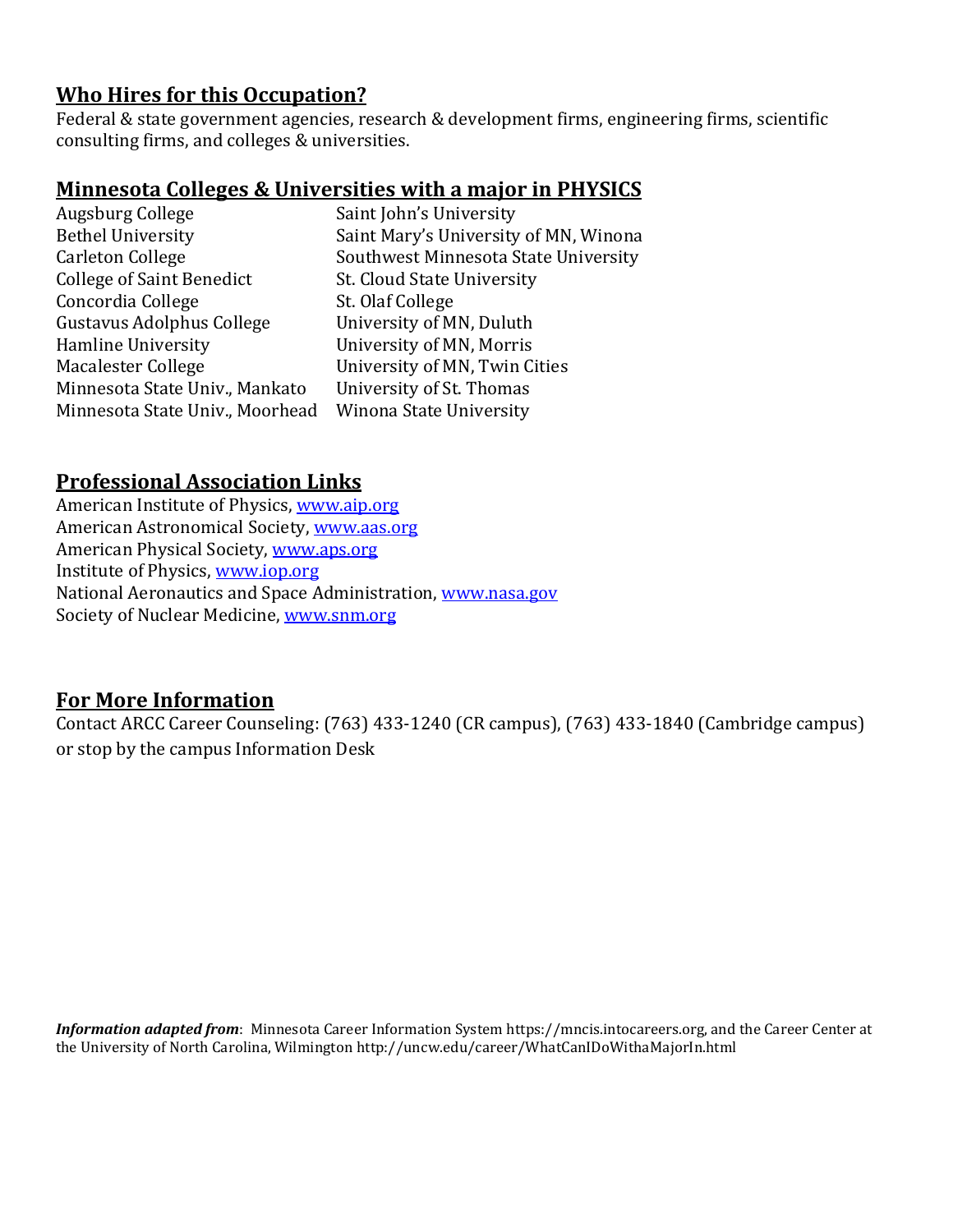## Who Hires for this Occupation?

Federal & state government agencies, research & development firms, engineering firms, scientific consulting firms, and colleges & universities.

## Minnesota Colleges & Universities with a major in PHYSICS

- Augsburg College
- Bethel University
- Carleton College
- College of Saint Benedict
- Concordia College
- Gustavus Adolphus College
- Hamline University
- Macalester College
- Minnesota State Univ., Mankato
- Minnesota State Univ., Moorhead
- Saint John's University
- Saint Mary's University of MN, Winona
- Southwest Minnesota State University
- St. Cloud State University
- St. Olaf College
- University of MN, Duluth
- University of MN, Morris
- University of MN, Twin Cities
- University of St. Thomas
- Winona State University

## Professional Association Links

American Institute of Physics, www.aip.org
American Astronomical Society, www.aas.org
American Physical Society, www.aps.org
Institute of Physics, www.iop.org
National Aeronautics and Space Administration, www.nasa.gov
Society of Nuclear Medicine, www.snm.org

## For More Information

Contact ARCC Career Counseling: (763) 433-1240 (CR campus), (763) 433-1840 (Cambridge campus) or stop by the campus Information Desk

***Information adapted from***: Minnesota Career Information System https://mncis.intocareers.org, and the Career Center at the University of North Carolina, Wilmington http://uncw.edu/career/WhatCanIDoWithaMajorIn.html